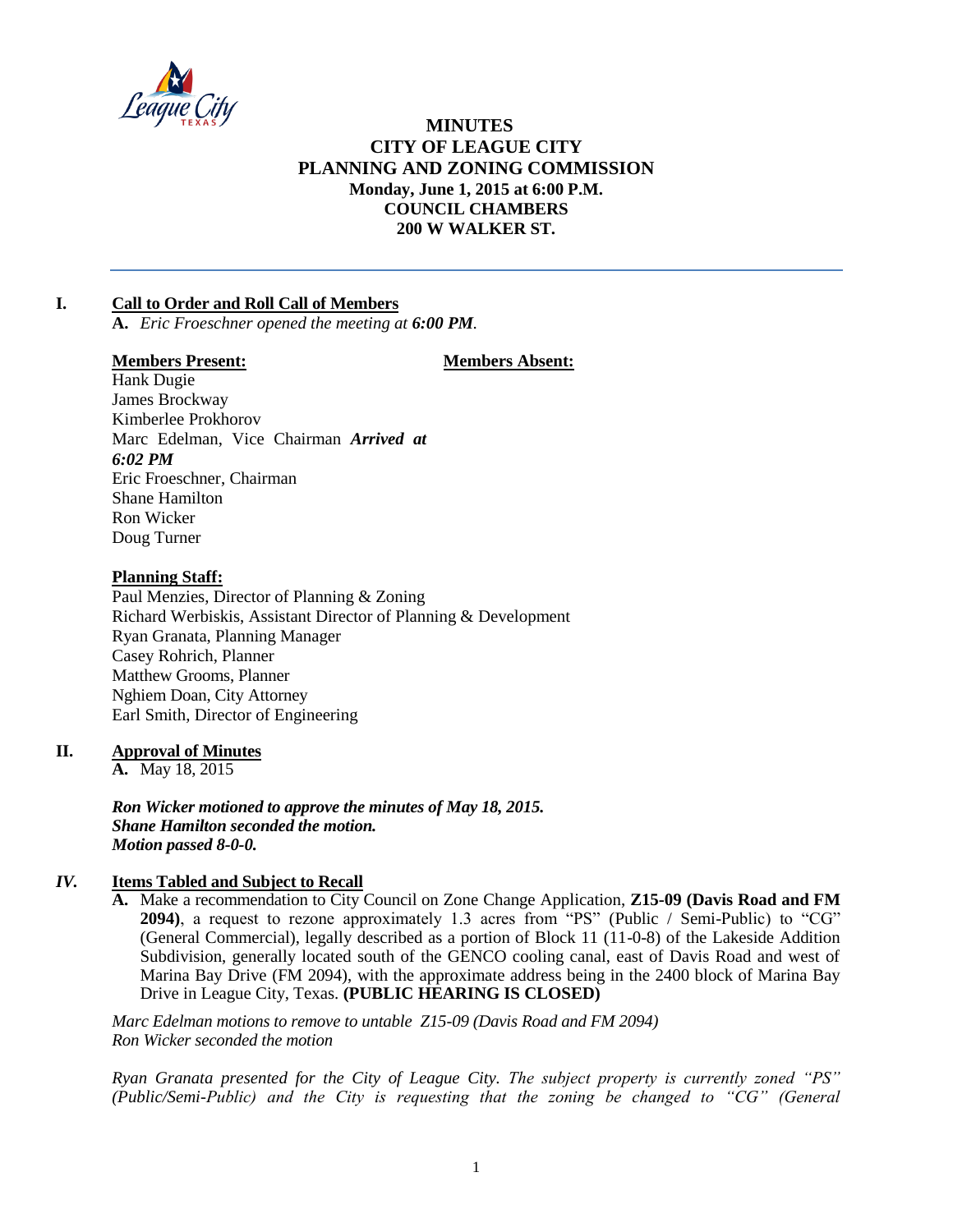# MINUTES
# CITY OF LEAGUE CITY
# PLANNING AND ZONING COMMISSION
**Monday, June 1, 2015 at 6:00 P.M.**
**COUNCIL CHAMBERS**
**200 W WALKER ST.**

---

## I. Call to Order and Roll Call of Members

**A.** *Eric Froeschner opened the meeting at **6:00 PM**.*

**Members Present:**

Hank Dugie
James Brockway
Kimberlee Prokhorov
Marc Edelman, Vice Chairman ***Arrived at 6:02 PM***
Eric Froeschner, Chairman
Shane Hamilton
Ron Wicker
Doug Turner

**Members Absent:**

**Planning Staff:**

Paul Menzies, Director of Planning & Zoning
Richard Werbiskis, Assistant Director of Planning & Development
Ryan Granata, Planning Manager
Casey Rohrich, Planner
Matthew Grooms, Planner
Nghiem Doan, City Attorney
Earl Smith, Director of Engineering

## II. Approval of Minutes

**A.** May 18, 2015

***Ron Wicker motioned to approve the minutes of May 18, 2015.***
***Shane Hamilton seconded the motion.***
***Motion passed 8-0-0.***

## *IV.* Items Tabled and Subject to Recall

**A.** Make a recommendation to City Council on Zone Change Application, **Z15-09 (Davis Road and FM 2094)**, a request to rezone approximately 1.3 acres from "PS" (Public / Semi-Public) to "CG" (General Commercial), legally described as a portion of Block 11 (11-0-8) of the Lakeside Addition Subdivision, generally located south of the GENCO cooling canal, east of Davis Road and west of Marina Bay Drive (FM 2094), with the approximate address being in the 2400 block of Marina Bay Drive in League City, Texas. **(PUBLIC HEARING IS CLOSED)**

*Marc Edelman motions to remove to untable Z15-09 (Davis Road and FM 2094)*
*Ron Wicker seconded the motion*

*Ryan Granata presented for the City of League City. The subject property is currently zoned "PS" (Public/Semi-Public) and the City is requesting that the zoning be changed to "CG" (General*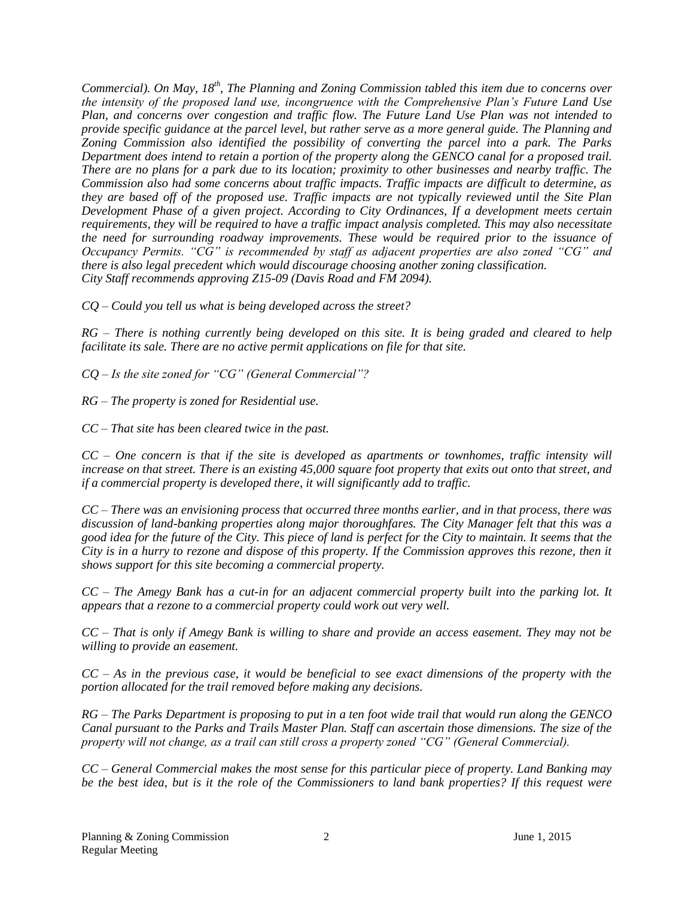*Commercial). On May, 18th, The Planning and Zoning Commission tabled this item due to concerns over the intensity of the proposed land use, incongruence with the Comprehensive Plan's Future Land Use Plan, and concerns over congestion and traffic flow. The Future Land Use Plan was not intended to provide specific guidance at the parcel level, but rather serve as a more general guide. The Planning and Zoning Commission also identified the possibility of converting the parcel into a park. The Parks Department does intend to retain a portion of the property along the GENCO canal for a proposed trail. There are no plans for a park due to its location; proximity to other businesses and nearby traffic. The Commission also had some concerns about traffic impacts. Traffic impacts are difficult to determine, as they are based off of the proposed use. Traffic impacts are not typically reviewed until the Site Plan Development Phase of a given project. According to City Ordinances, If a development meets certain requirements, they will be required to have a traffic impact analysis completed. This may also necessitate the need for surrounding roadway improvements. These would be required prior to the issuance of Occupancy Permits. "CG" is recommended by staff as adjacent properties are also zoned "CG" and there is also legal precedent which would discourage choosing another zoning classification.*
*City Staff recommends approving Z15-09 (Davis Road and FM 2094).*

*CQ – Could you tell us what is being developed across the street?*

*RG – There is nothing currently being developed on this site. It is being graded and cleared to help facilitate its sale. There are no active permit applications on file for that site.*

*CQ – Is the site zoned for "CG" (General Commercial"?*

*RG – The property is zoned for Residential use.*

*CC – That site has been cleared twice in the past.*

*CC – One concern is that if the site is developed as apartments or townhomes, traffic intensity will increase on that street. There is an existing 45,000 square foot property that exits out onto that street, and if a commercial property is developed there, it will significantly add to traffic.*

*CC – There was an envisioning process that occurred three months earlier, and in that process, there was discussion of land-banking properties along major thoroughfares. The City Manager felt that this was a good idea for the future of the City. This piece of land is perfect for the City to maintain. It seems that the City is in a hurry to rezone and dispose of this property. If the Commission approves this rezone, then it shows support for this site becoming a commercial property.*

*CC – The Amegy Bank has a cut-in for an adjacent commercial property built into the parking lot. It appears that a rezone to a commercial property could work out very well.*

*CC – That is only if Amegy Bank is willing to share and provide an access easement. They may not be willing to provide an easement.*

*CC – As in the previous case, it would be beneficial to see exact dimensions of the property with the portion allocated for the trail removed before making any decisions.*

*RG – The Parks Department is proposing to put in a ten foot wide trail that would run along the GENCO Canal pursuant to the Parks and Trails Master Plan. Staff can ascertain those dimensions. The size of the property will not change, as a trail can still cross a property zoned "CG" (General Commercial).*

*CC – General Commercial makes the most sense for this particular piece of property. Land Banking may be the best idea, but is it the role of the Commissioners to land bank properties? If this request were*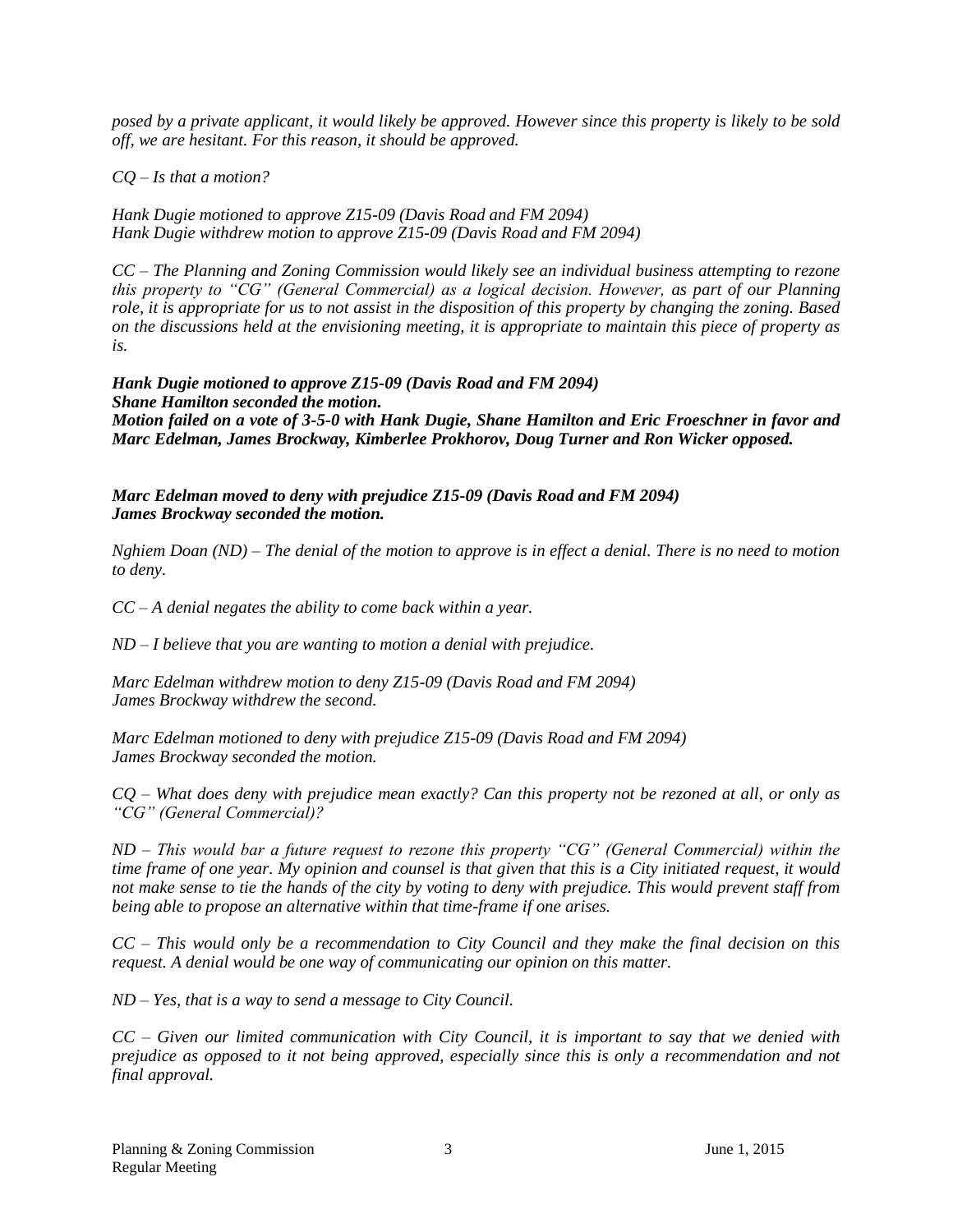*posed by a private applicant, it would likely be approved. However since this property is likely to be sold off, we are hesitant. For this reason, it should be approved.*

*CQ – Is that a motion?*

*Hank Dugie motioned to approve Z15-09 (Davis Road and FM 2094)*
*Hank Dugie withdrew motion to approve Z15-09 (Davis Road and FM 2094)*

*CC – The Planning and Zoning Commission would likely see an individual business attempting to rezone this property to "CG" (General Commercial) as a logical decision. However, as part of our Planning role, it is appropriate for us to not assist in the disposition of this property by changing the zoning. Based on the discussions held at the envisioning meeting, it is appropriate to maintain this piece of property as is.*

***Hank Dugie motioned to approve Z15-09 (Davis Road and FM 2094)***
***Shane Hamilton seconded the motion.***
***Motion failed on a vote of 3-5-0 with Hank Dugie, Shane Hamilton and Eric Froeschner in favor and Marc Edelman, James Brockway, Kimberlee Prokhorov, Doug Turner and Ron Wicker opposed.***

***Marc Edelman moved to deny with prejudice Z15-09 (Davis Road and FM 2094)***
***James Brockway seconded the motion.***

*Nghiem Doan (ND) – The denial of the motion to approve is in effect a denial. There is no need to motion to deny.*

*CC – A denial negates the ability to come back within a year.*

*ND – I believe that you are wanting to motion a denial with prejudice.*

*Marc Edelman withdrew motion to deny Z15-09 (Davis Road and FM 2094)*
*James Brockway withdrew the second.*

*Marc Edelman motioned to deny with prejudice Z15-09 (Davis Road and FM 2094)*
*James Brockway seconded the motion.*

*CQ – What does deny with prejudice mean exactly? Can this property not be rezoned at all, or only as "CG" (General Commercial)?*

*ND – This would bar a future request to rezone this property "CG" (General Commercial) within the time frame of one year. My opinion and counsel is that given that this is a City initiated request, it would not make sense to tie the hands of the city by voting to deny with prejudice. This would prevent staff from being able to propose an alternative within that time-frame if one arises.*

*CC – This would only be a recommendation to City Council and they make the final decision on this request. A denial would be one way of communicating our opinion on this matter.*

*ND – Yes, that is a way to send a message to City Council.*

*CC – Given our limited communication with City Council, it is important to say that we denied with prejudice as opposed to it not being approved, especially since this is only a recommendation and not final approval.*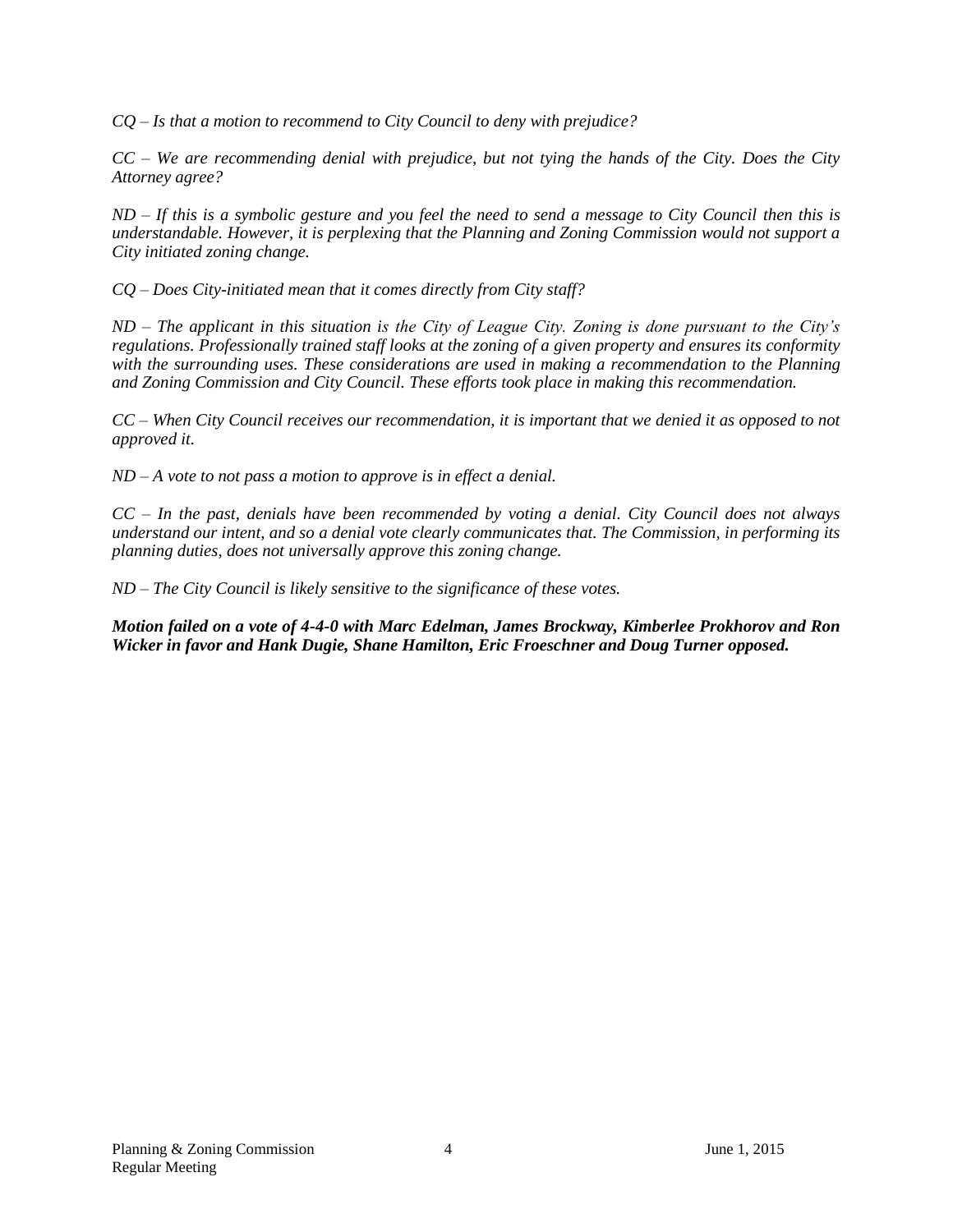*CQ – Is that a motion to recommend to City Council to deny with prejudice?*

*CC – We are recommending denial with prejudice, but not tying the hands of the City. Does the City Attorney agree?*

*ND – If this is a symbolic gesture and you feel the need to send a message to City Council then this is understandable. However, it is perplexing that the Planning and Zoning Commission would not support a City initiated zoning change.*

*CQ – Does City-initiated mean that it comes directly from City staff?*

*ND – The applicant in this situation is the City of League City. Zoning is done pursuant to the City's regulations. Professionally trained staff looks at the zoning of a given property and ensures its conformity with the surrounding uses. These considerations are used in making a recommendation to the Planning and Zoning Commission and City Council. These efforts took place in making this recommendation.*

*CC – When City Council receives our recommendation, it is important that we denied it as opposed to not approved it.*

*ND – A vote to not pass a motion to approve is in effect a denial.*

*CC – In the past, denials have been recommended by voting a denial. City Council does not always understand our intent, and so a denial vote clearly communicates that. The Commission, in performing its planning duties, does not universally approve this zoning change.*

*ND – The City Council is likely sensitive to the significance of these votes.*

***Motion failed on a vote of 4-4-0 with Marc Edelman, James Brockway, Kimberlee Prokhorov and Ron Wicker in favor and Hank Dugie, Shane Hamilton, Eric Froeschner and Doug Turner opposed.***